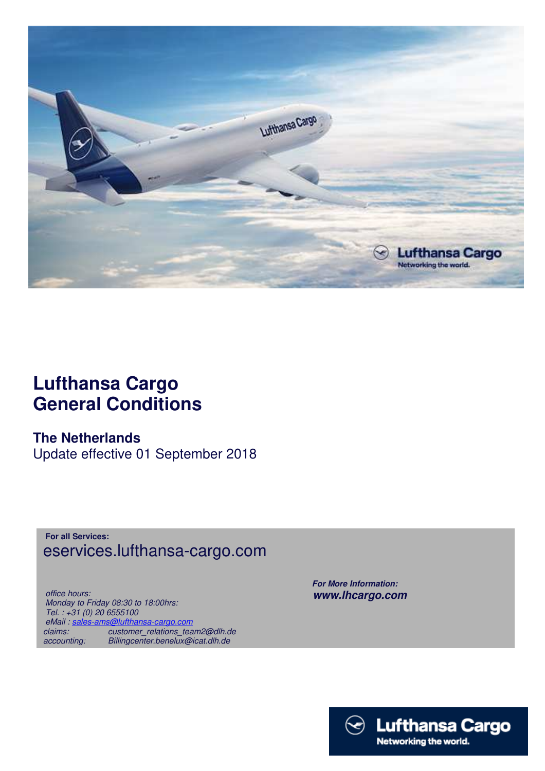# Lufthansa Cargo General Conditions

## The Netherlands

Update effective 01 September 2018

**For all Services:**

eservices.lufthansa-cargo.com

*office hours:*
*Monday to Friday 08:30 to 18:00hrs:*
*Tel. : +31 (0) 20 6555100*
*eMail : sales-ams@lufthansa-cargo.com*
*claims: customer_relations_team2@dlh.de*
*accounting: Billingcenter.benelux@icat.dlh.de*

***For More Information:***
***www.lhcargo.com***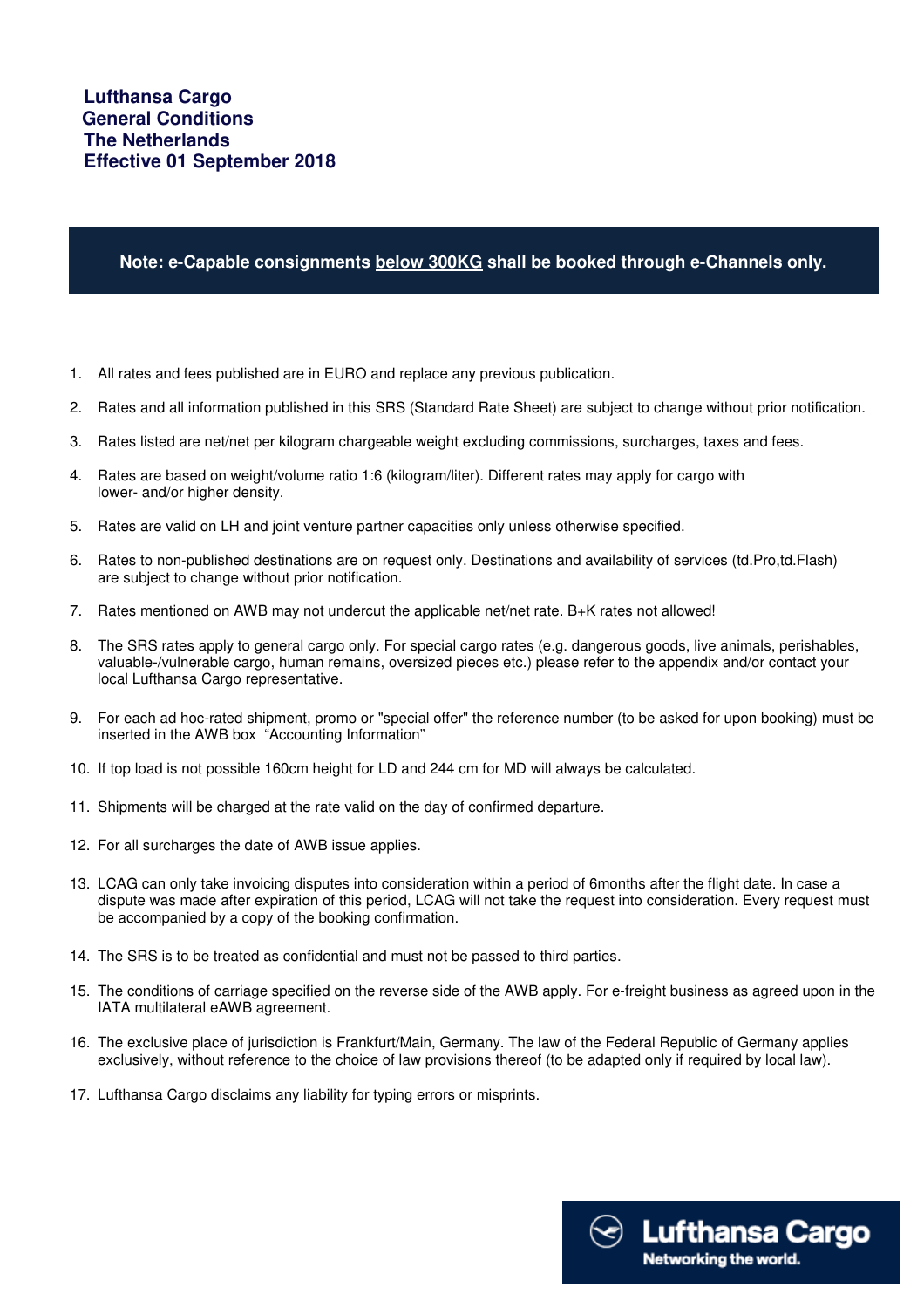# Lufthansa Cargo
# General Conditions
# The Netherlands
# Effective 01 September 2018

**Note: e-Capable consignments below 300KG shall be booked through e-Channels only.**

1. All rates and fees published are in EURO and replace any previous publication.
2. Rates and all information published in this SRS (Standard Rate Sheet) are subject to change without prior notification.
3. Rates listed are net/net per kilogram chargeable weight excluding commissions, surcharges, taxes and fees.
4. Rates are based on weight/volume ratio 1:6 (kilogram/liter). Different rates may apply for cargo with lower- and/or higher density.
5. Rates are valid on LH and joint venture partner capacities only unless otherwise specified.
6. Rates to non-published destinations are on request only. Destinations and availability of services (td.Pro,td.Flash) are subject to change without prior notification.
7. Rates mentioned on AWB may not undercut the applicable net/net rate. B+K rates not allowed!
8. The SRS rates apply to general cargo only. For special cargo rates (e.g. dangerous goods, live animals, perishables, valuable-/vulnerable cargo, human remains, oversized pieces etc.) please refer to the appendix and/or contact your local Lufthansa Cargo representative.
9. For each ad hoc-rated shipment, promo or "special offer" the reference number (to be asked for upon booking) must be inserted in the AWB box "Accounting Information"
10. If top load is not possible 160cm height for LD and 244 cm for MD will always be calculated.
11. Shipments will be charged at the rate valid on the day of confirmed departure.
12. For all surcharges the date of AWB issue applies.
13. LCAG can only take invoicing disputes into consideration within a period of 6months after the flight date. In case a dispute was made after expiration of this period, LCAG will not take the request into consideration. Every request must be accompanied by a copy of the booking confirmation.
14. The SRS is to be treated as confidential and must not be passed to third parties.
15. The conditions of carriage specified on the reverse side of the AWB apply. For e-freight business as agreed upon in the IATA multilateral eAWB agreement.
16. The exclusive place of jurisdiction is Frankfurt/Main, Germany. The law of the Federal Republic of Germany applies exclusively, without reference to the choice of law provisions thereof (to be adapted only if required by local law).
17. Lufthansa Cargo disclaims any liability for typing errors or misprints.

Lufthansa Cargo
Networking the world.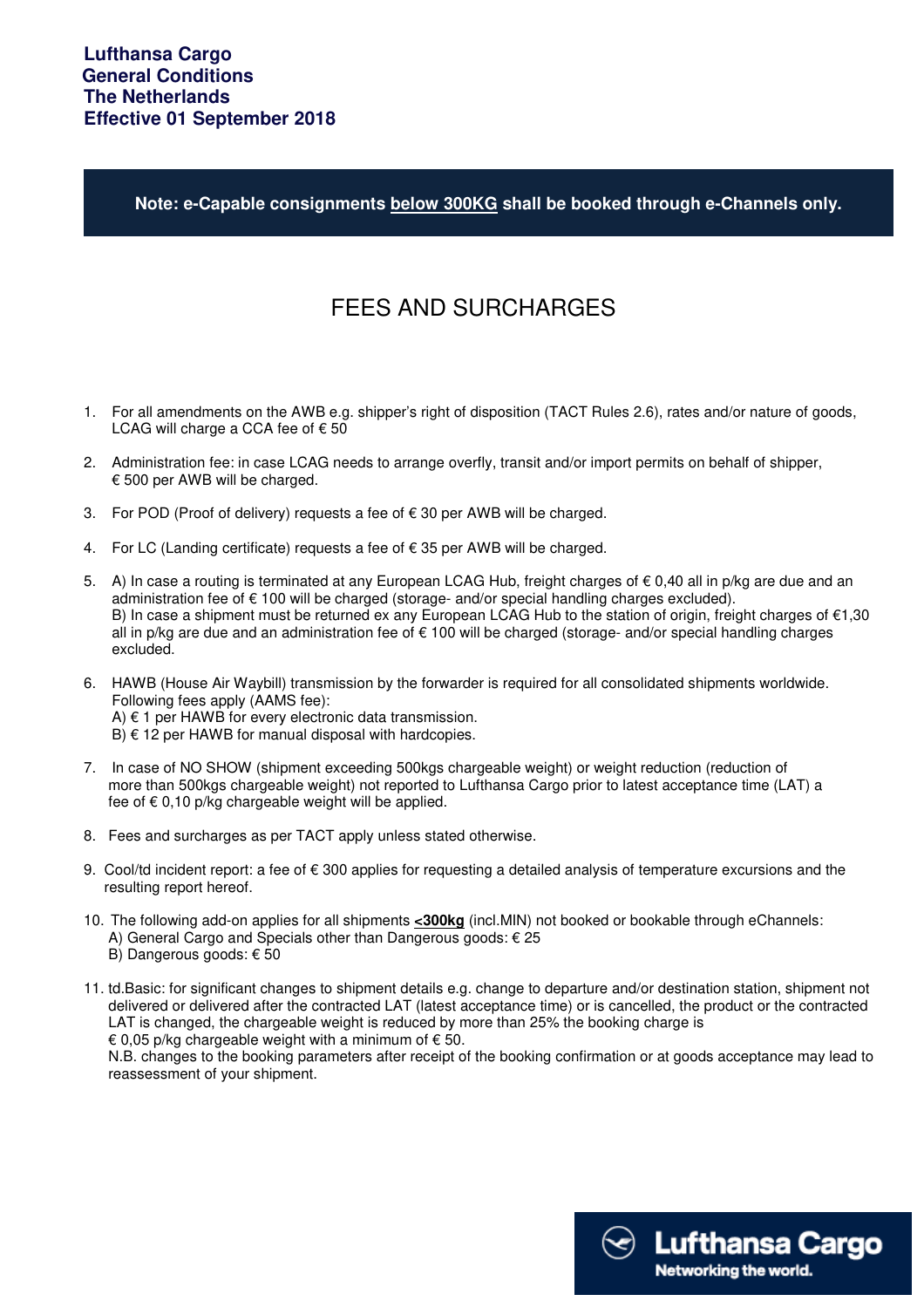**Lufthansa Cargo**
**General Conditions**
**The Netherlands**
**Effective 01 September 2018**

**Note: e-Capable consignments below 300KG shall be booked through e-Channels only.**

# FEES AND SURCHARGES

1. For all amendments on the AWB e.g. shipper's right of disposition (TACT Rules 2.6), rates and/or nature of goods, LCAG will charge a CCA fee of € 50

2. Administration fee: in case LCAG needs to arrange overfly, transit and/or import permits on behalf of shipper, € 500 per AWB will be charged.

3. For POD (Proof of delivery) requests a fee of € 30 per AWB will be charged.

4. For LC (Landing certificate) requests a fee of € 35 per AWB will be charged.

5. A) In case a routing is terminated at any European LCAG Hub, freight charges of € 0,40 all in p/kg are due and an administration fee of € 100 will be charged (storage- and/or special handling charges excluded).
   B) In case a shipment must be returned ex any European LCAG Hub to the station of origin, freight charges of €1,30 all in p/kg are due and an administration fee of € 100 will be charged (storage- and/or special handling charges excluded.

6. HAWB (House Air Waybill) transmission by the forwarder is required for all consolidated shipments worldwide. Following fees apply (AAMS fee):
   A) € 1 per HAWB for every electronic data transmission.
   B) € 12 per HAWB for manual disposal with hardcopies.

7. In case of NO SHOW (shipment exceeding 500kgs chargeable weight) or weight reduction (reduction of more than 500kgs chargeable weight) not reported to Lufthansa Cargo prior to latest acceptance time (LAT) a fee of € 0,10 p/kg chargeable weight will be applied.

8. Fees and surcharges as per TACT apply unless stated otherwise.

9. Cool/td incident report: a fee of € 300 applies for requesting a detailed analysis of temperature excursions and the resulting report hereof.

10. The following add-on applies for all shipments **<300kg** (incl.MIN) not booked or bookable through eChannels:
    A) General Cargo and Specials other than Dangerous goods: € 25
    B) Dangerous goods: € 50

11. td.Basic: for significant changes to shipment details e.g. change to departure and/or destination station, shipment not delivered or delivered after the contracted LAT (latest acceptance time) or is cancelled, the product or the contracted LAT is changed, the chargeable weight is reduced by more than 25% the booking charge is € 0,05 p/kg chargeable weight with a minimum of € 50.
    N.B. changes to the booking parameters after receipt of the booking confirmation or at goods acceptance may lead to reassessment of your shipment.

Lufthansa Cargo
Networking the world.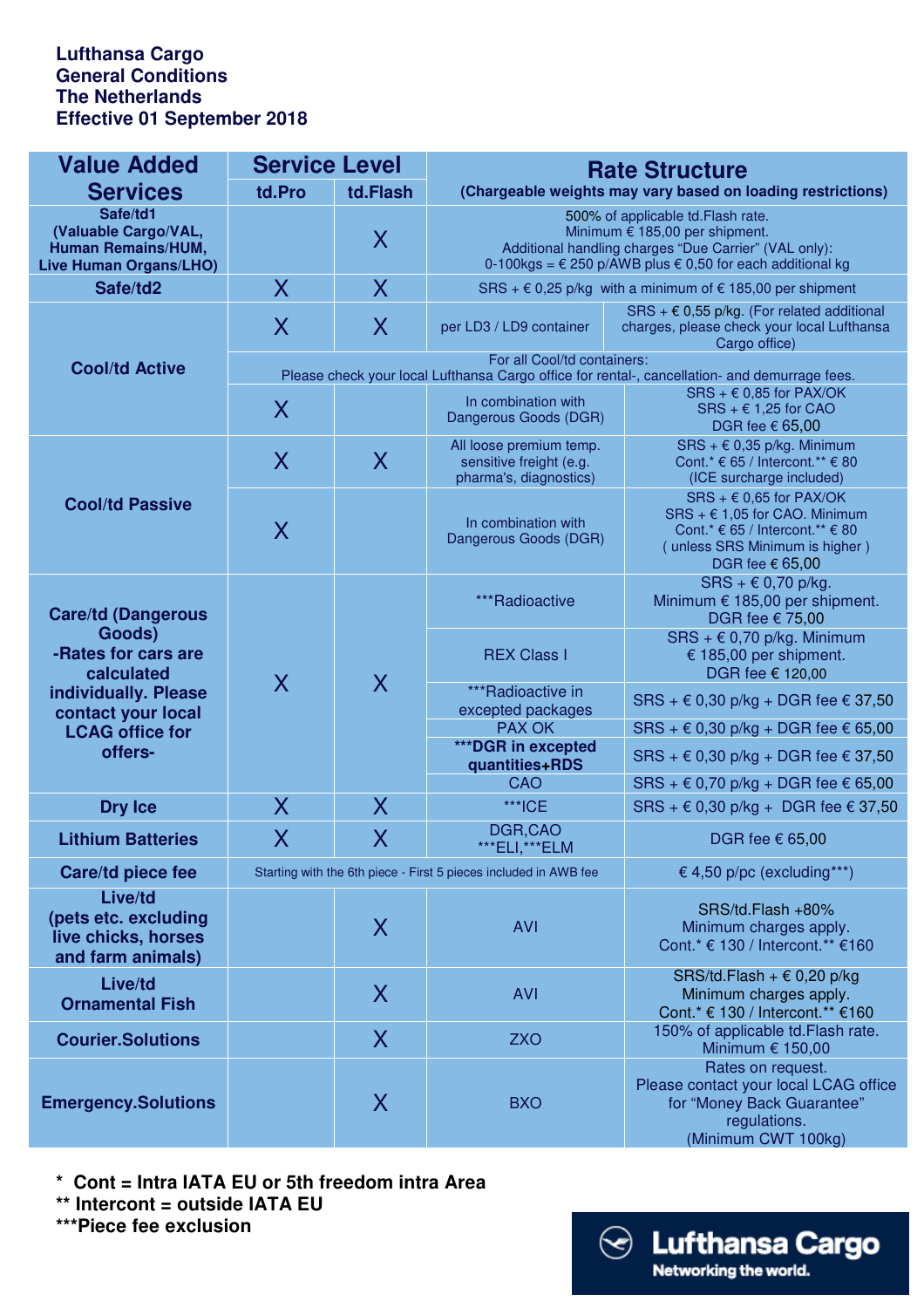**Lufthansa Cargo**
**General Conditions**
**The Netherlands**
**Effective 01 September 2018**

| Value Added Services | Service Level | | Rate Structure (Chargeable weights may vary based on loading restrictions) | |
|---|---|---|---|---|
| | td.Pro | td.Flash | | |
| Safe/td1 (Valuable Cargo/VAL, Human Remains/HUM, Live Human Organs/LHO) | | X | 500% of applicable td.Flash rate. Minimum € 185,00 per shipment. Additional handling charges "Due Carrier" (VAL only): 0-100kgs = € 250 p/AWB plus € 0,50 for each additional kg | |
| Safe/td2 | X | X | SRS + € 0,25 p/kg with a minimum of € 185,00 per shipment | |
| Cool/td Active | X | X | per LD3 / LD9 container | SRS + € 0,55 p/kg. (For related additional charges, please check your local Lufthansa Cargo office) |
| | | | For all Cool/td containers: Please check your local Lufthansa Cargo office for rental-, cancellation- and demurrage fees. | |
| | X | | In combination with Dangerous Goods (DGR) | SRS + € 0,85 for PAX/OK SRS + € 1,25 for CAO DGR fee € 65,00 |
| Cool/td Passive | X | X | All loose premium temp. sensitive freight (e.g. pharma's, diagnostics) | SRS + € 0,35 p/kg. Minimum Cont.* € 65 / Intercont.** € 80 (ICE surcharge included) |
| | X | | In combination with Dangerous Goods (DGR) | SRS + € 0,65 for PAX/OK SRS + € 1,05 for CAO. Minimum Cont.* € 65 / Intercont.** € 80 ( unless SRS Minimum is higher ) DGR fee € 65,00 |
| Care/td (Dangerous Goods) -Rates for cars are calculated individually. Please contact your local LCAG office for offers- | X | X | ***Radioactive | SRS + € 0,70 p/kg. Minimum € 185,00 per shipment. DGR fee € 75,00 |
| | | | REX Class I | SRS + € 0,70 p/kg. Minimum € 185,00 per shipment. DGR fee € 120,00 |
| | | | ***Radioactive in excepted packages | SRS + € 0,30 p/kg + DGR fee € 37,50 |
| | | | PAX OK | SRS + € 0,30 p/kg + DGR fee € 65,00 |
| | | | **\*\*\*DGR in excepted quantities+RDS** | SRS + € 0,30 p/kg + DGR fee € 37,50 |
| | | | CAO | SRS + € 0,70 p/kg + DGR fee € 65,00 |
| Dry Ice | X | X | ***ICE | SRS + € 0,30 p/kg + DGR fee € 37,50 |
| Lithium Batteries | X | X | DGR,CAO ***ELI,***ELM | DGR fee € 65,00 |
| Care/td piece fee | Starting with the 6th piece - First 5 pieces included in AWB fee | | | € 4,50 p/pc (excluding***) |
| Live/td (pets etc. excluding live chicks, horses and farm animals) | | X | AVI | SRS/td.Flash +80% Minimum charges apply. Cont.* € 130 / Intercont.** €160 |
| Live/td Ornamental Fish | | X | AVI | SRS/td.Flash + € 0,20 p/kg Minimum charges apply. Cont.* € 130 / Intercont.** €160 |
| Courier.Solutions | | X | ZXO | 150% of applicable td.Flash rate. Minimum € 150,00 |
| Emergency.Solutions | | X | BXO | Rates on request. Please contact your local LCAG office for "Money Back Guarantee" regulations. (Minimum CWT 100kg) |

**\* Cont = Intra IATA EU or 5th freedom intra Area**
**\*\* Intercont = outside IATA EU**
**\*\*\*Piece fee exclusion**

Lufthansa Cargo
Networking the world.